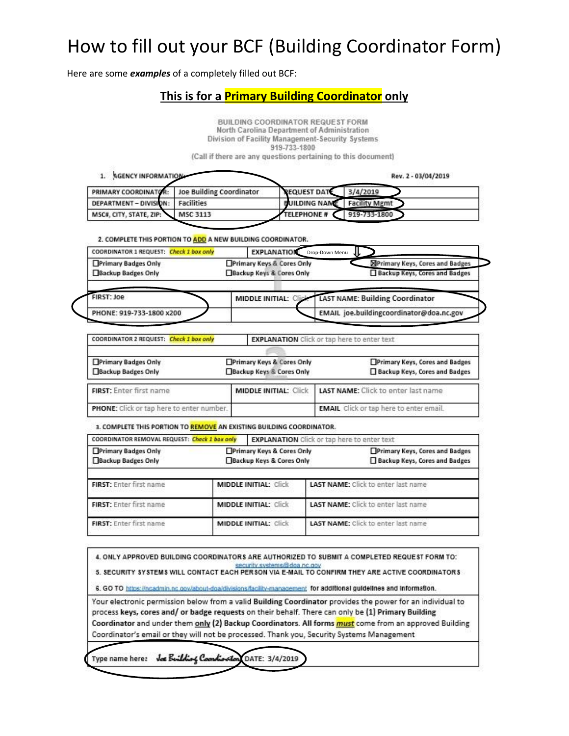# How to fill out your BCF (Building Coordinator Form)

Here are some ***examples*** of a completely filled out BCF:

## This is for a Primary Building Coordinator only

BUILDING COORDINATOR REQUEST FORM
North Carolina Department of Administration
Division of Facility Management-Security Systems
919-733-1800
(Call if there are any questions pertaining to this document)

1. AGENCY INFORMATION: Rev. 2 - 03/04/2019

| PRIMARY COORDINATOR: | Joe Building Coordinator | REQUEST DATE | 3/4/2019 |
|---|---|---|---|
| DEPARTMENT – DIVISION: | Facilities | BUILDING NAME | Facility Mgmt |
| MSC#, CITY, STATE, ZIP: | MSC 3113 | TELEPHONE # | 919-733-1800 |

2. COMPLETE THIS PORTION TO **ADD** A NEW BUILDING COORDINATOR.

| COORDINATOR 1 REQUEST: *Check 1 box only* | | EXPLANATION Drop-Down Menu |
|---|---|---|
| ☐Primary Badges Only | ☐Primary Keys & Cores Only | ☒Primary Keys, Cores and Badges |
| ☐Backup Badges Only | ☐Backup Keys & Cores Only | ☐ Backup Keys, Cores and Badges |
| FIRST: Joe | MIDDLE INITIAL: Click | LAST NAME: Building Coordinator |
| PHONE: 919-733-1800 x200 | | EMAIL joe.buildingcoordinator@doa.nc.gov |

| COORDINATOR 2 REQUEST: *Check 1 box only* | | EXPLANATION Click or tap here to enter text |
|---|---|---|
| ☐Primary Badges Only | ☐Primary Keys & Cores Only | ☐Primary Keys, Cores and Badges |
| ☐Backup Badges Only | ☐Backup Keys & Cores Only | ☐ Backup Keys, Cores and Badges |
| FIRST: Enter first name | MIDDLE INITIAL: Click | LAST NAME: Click to enter last name |
| PHONE: Click or tap here to enter number. | | EMAIL Click or tap here to enter email. |

3. COMPLETE THIS PORTION TO **REMOVE** AN EXISTING BUILDING COORDINATOR.

| COORDINATOR REMOVAL REQUEST: *Check 1 box only* | | EXPLANATION Click or tap here to enter text |
|---|---|---|
| ☐Primary Badges Only | ☐Primary Keys & Cores Only | ☐Primary Keys, Cores and Badges |
| ☐Backup Badges Only | ☐Backup Keys & Cores Only | ☐ Backup Keys, Cores and Badges |
| FIRST: Enter first name | MIDDLE INITIAL: Click | LAST NAME: Click to enter last name |
| FIRST: Enter first name | MIDDLE INITIAL: Click | LAST NAME: Click to enter last name |
| FIRST: Enter first name | MIDDLE INITIAL: Click | LAST NAME: Click to enter last name |

4. ONLY APPROVED BUILDING COORDINATORS ARE AUTHORIZED TO SUBMIT A COMPLETED REQUEST FORM TO: security.systems@doa.nc.gov
5. SECURITY SYSTEMS WILL CONTACT EACH PERSON VIA E-MAIL TO CONFIRM THEY ARE ACTIVE COORDINATORS
6. GO TO https://ncadmin.nc.gov/about-doa/divisions/facility-management for additional guidelines and information.

Your electronic permission below from a valid **Building Coordinator** provides the power for an individual to process **keys, cores and/ or badge requests** on their behalf. There can only be **(1) Primary Building Coordinator** and under them **only (2) Backup Coordinators. All forms *must*** come from an approved Building Coordinator's email or they will not be processed. Thank you, Security Systems Management

Type name here: *Joe Building Coordinator* DATE: 3/4/2019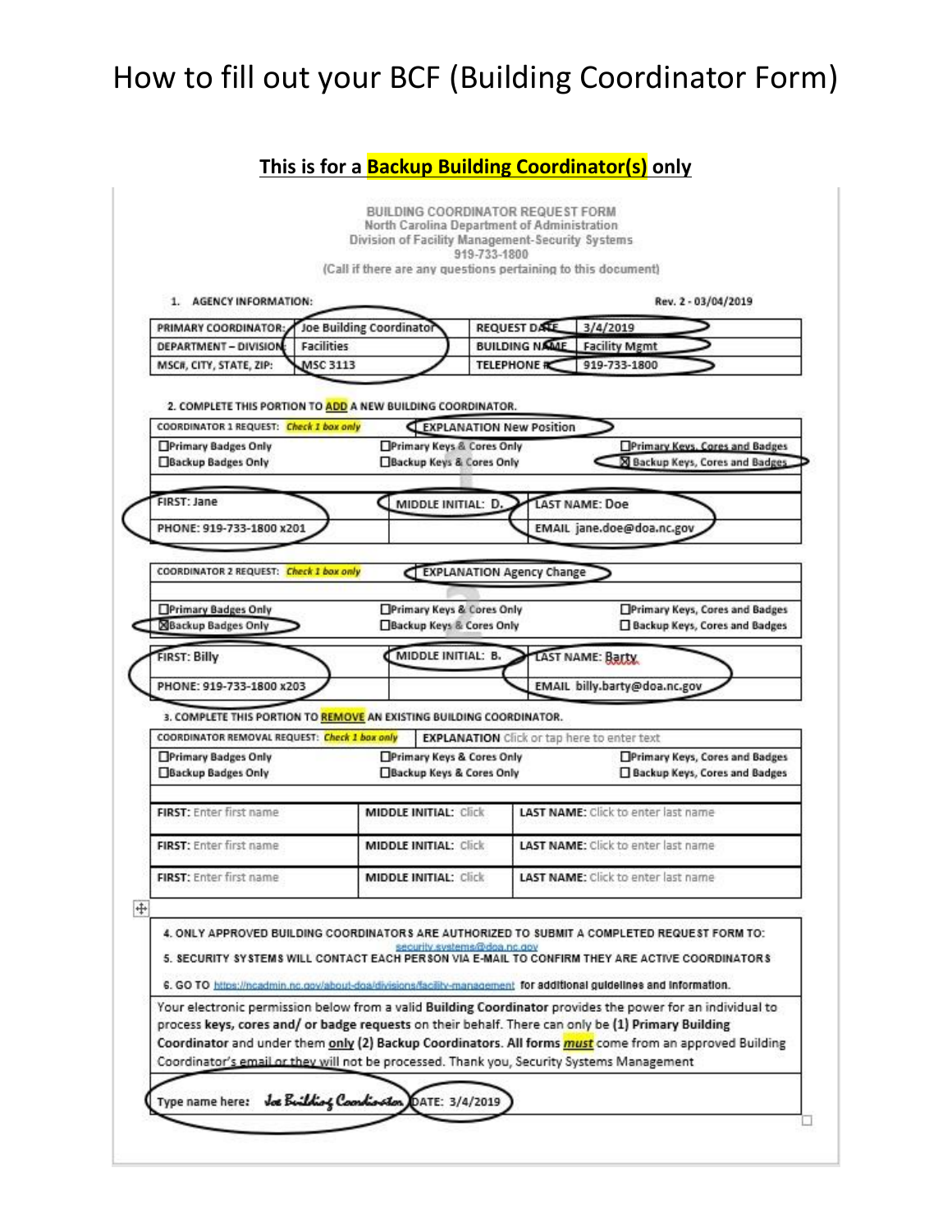# How to fill out your BCF (Building Coordinator Form)

**This is for a Backup Building Coordinator(s) only**

BUILDING COORDINATOR REQUEST FORM
North Carolina Department of Administration
Division of Facility Management-Security Systems
919-733-1800
(Call if there are any questions pertaining to this document)

1. AGENCY INFORMATION: Rev. 2 - 03/04/2019

| PRIMARY COORDINATOR: | Joe Building Coordinator | REQUEST DATE | 3/4/2019 |
|---|---|---|---|
| DEPARTMENT – DIVISION | Facilities | BUILDING NAME | Facility Mgmt |
| MSC#, CITY, STATE, ZIP: | MSC 3113 | TELEPHONE # | 919-733-1800 |

2. COMPLETE THIS PORTION TO ADD A NEW BUILDING COORDINATOR.

| COORDINATOR 1 REQUEST: *Check 1 box only* | EXPLANATION New Position | |
|---|---|---|
| ☐Primary Badges Only | ☐Primary Keys & Cores Only | ☐Primary Keys, Cores and Badges |
| ☐Backup Badges Only | ☐Backup Keys & Cores Only | ☒ Backup Keys, Cores and Badges |
| FIRST: Jane | MIDDLE INITIAL: D. | LAST NAME: Doe |
| PHONE: 919-733-1800 x201 | | EMAIL jane.doe@doa.nc.gov |

| COORDINATOR 2 REQUEST: *Check 1 box only* | EXPLANATION Agency Change | |
|---|---|---|
| ☐Primary Badges Only | ☐Primary Keys & Cores Only | ☐Primary Keys, Cores and Badges |
| ☒Backup Badges Only | ☐Backup Keys & Cores Only | ☐ Backup Keys, Cores and Badges |
| FIRST: Billy | MIDDLE INITIAL: B. | LAST NAME: Barty |
| PHONE: 919-733-1800 x203 | | EMAIL billy.barty@doa.nc.gov |

3. COMPLETE THIS PORTION TO REMOVE AN EXISTING BUILDING COORDINATOR.

| COORDINATOR REMOVAL REQUEST: *Check 1 box only* | EXPLANATION Click or tap here to enter text | |
|---|---|---|
| ☐Primary Badges Only | ☐Primary Keys & Cores Only | ☐Primary Keys, Cores and Badges |
| ☐Backup Badges Only | ☐Backup Keys & Cores Only | ☐ Backup Keys, Cores and Badges |
| FIRST: Enter first name | MIDDLE INITIAL: Click | LAST NAME: Click to enter last name |
| FIRST: Enter first name | MIDDLE INITIAL: Click | LAST NAME: Click to enter last name |
| FIRST: Enter first name | MIDDLE INITIAL: Click | LAST NAME: Click to enter last name |

4. ONLY APPROVED BUILDING COORDINATORS ARE AUTHORIZED TO SUBMIT A COMPLETED REQUEST FORM TO: security.systems@doa.nc.gov

5. SECURITY SYSTEMS WILL CONTACT EACH PERSON VIA E-MAIL TO CONFIRM THEY ARE ACTIVE COORDINATORS

6. GO TO https://ncadmin.nc.gov/about-doa/divisions/facility-management for additional guidelines and information.

Your electronic permission below from a valid **Building Coordinator** provides the power for an individual to process **keys, cores and/ or badge requests** on their behalf. There can only be **(1) Primary Building Coordinator** and under them **only (2) Backup Coordinators. All forms *must*** come from an approved Building Coordinator's email or they will not be processed. Thank you, Security Systems Management

Type name here: *Joe Building Coordinator* DATE: 3/4/2019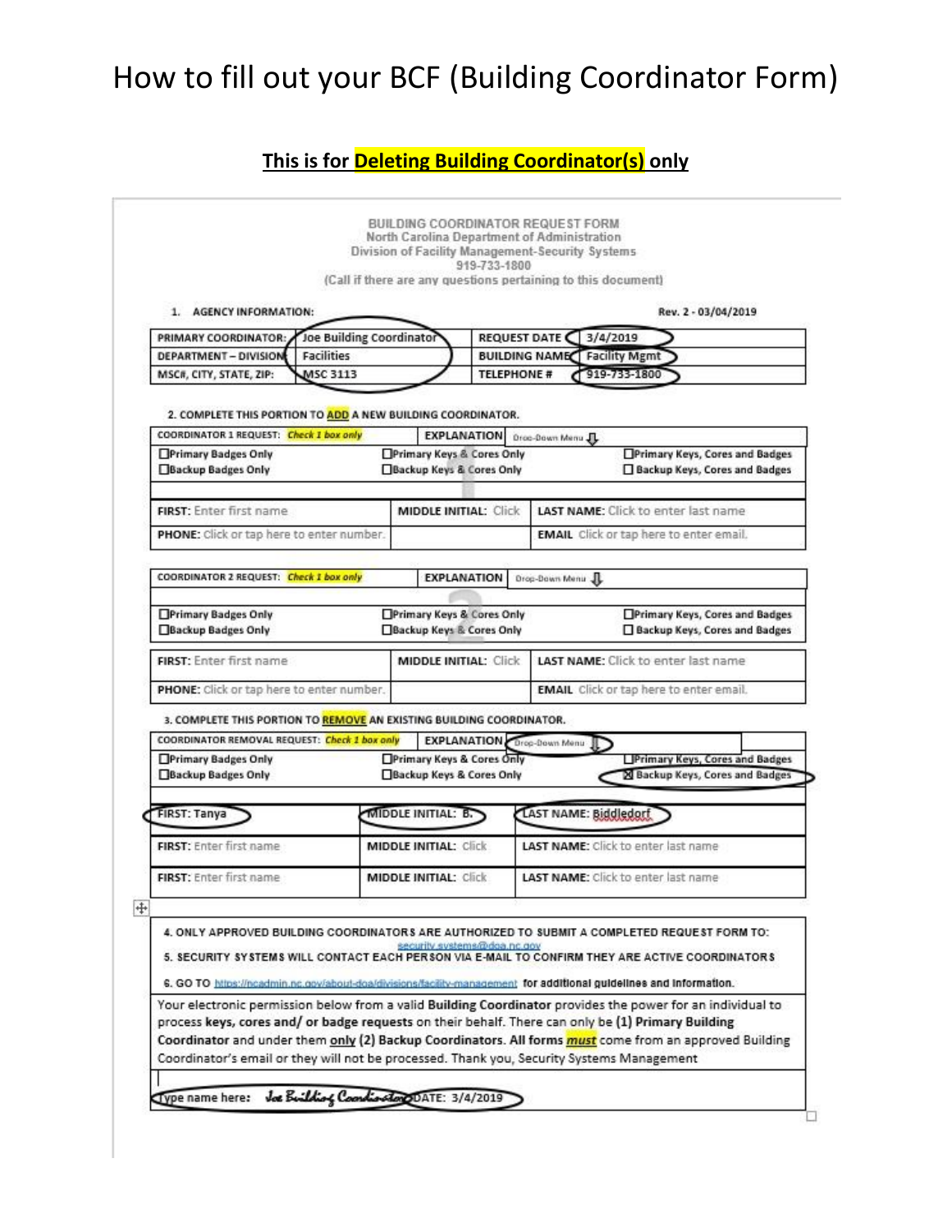# How to fill out your BCF (Building Coordinator Form)

**This is for Deleting Building Coordinator(s) only**

BUILDING COORDINATOR REQUEST FORM
North Carolina Department of Administration
Division of Facility Management-Security Systems
919-733-1800
(Call if there are any questions pertaining to this document)

1. AGENCY INFORMATION: Rev. 2 - 03/04/2019

| | | | |
|---|---|---|---|
| PRIMARY COORDINATOR: | Joe Building Coordinator | REQUEST DATE | 3/4/2019 |
| DEPARTMENT – DIVISION | Facilities | BUILDING NAME | Facility Mgmt |
| MSC#, CITY, STATE, ZIP: | MSC 3113 | TELEPHONE # | 919-733-1800 |

2. COMPLETE THIS PORTION TO ADD A NEW BUILDING COORDINATOR.

| COORDINATOR 1 REQUEST: *Check 1 box only* | EXPLANATION | Drop-Down Menu |
|---|---|---|
| ☐Primary Badges Only | ☐Primary Keys & Cores Only | ☐Primary Keys, Cores and Badges |
| ☐Backup Badges Only | ☐Backup Keys & Cores Only | ☐ Backup Keys, Cores and Badges |

| | | |
|---|---|---|
| FIRST: Enter first name | MIDDLE INITIAL: Click | LAST NAME: Click to enter last name |
| PHONE: Click or tap here to enter number. | | EMAIL Click or tap here to enter email. |

| COORDINATOR 2 REQUEST: *Check 1 box only* | EXPLANATION | Drop-Down Menu |
|---|---|---|
| ☐Primary Badges Only | ☐Primary Keys & Cores Only | ☐Primary Keys, Cores and Badges |
| ☐Backup Badges Only | ☐Backup Keys & Cores Only | ☐ Backup Keys, Cores and Badges |

| | | |
|---|---|---|
| FIRST: Enter first name | MIDDLE INITIAL: Click | LAST NAME: Click to enter last name |
| PHONE: Click or tap here to enter number. | | EMAIL Click or tap here to enter email. |

3. COMPLETE THIS PORTION TO REMOVE AN EXISTING BUILDING COORDINATOR.

| COORDINATOR REMOVAL REQUEST: *Check 1 box only* | EXPLANATION | Drop-Down Menu |
|---|---|---|
| ☐Primary Badges Only | ☐Primary Keys & Cores Only | ☐Primary Keys, Cores and Badges |
| ☐Backup Badges Only | ☐Backup Keys & Cores Only | ☒ Backup Keys, Cores and Badges |

| | | |
|---|---|---|
| FIRST: Tanya | MIDDLE INITIAL: B. | LAST NAME: Biddledorf |
| FIRST: Enter first name | MIDDLE INITIAL: Click | LAST NAME: Click to enter last name |
| FIRST: Enter first name | MIDDLE INITIAL: Click | LAST NAME: Click to enter last name |

4. ONLY APPROVED BUILDING COORDINATORS ARE AUTHORIZED TO SUBMIT A COMPLETED REQUEST FORM TO: security.systems@doa.nc.gov
5. SECURITY SYSTEMS WILL CONTACT EACH PERSON VIA E-MAIL TO CONFIRM THEY ARE ACTIVE COORDINATORS
6. GO TO https://ncadmin.nc.gov/about-doa/divisions/facility-management for additional guidelines and information.

Your electronic permission below from a valid **Building Coordinator** provides the power for an individual to process **keys, cores and/ or badge requests** on their behalf. There can only be **(1) Primary Building Coordinator** and under them **only (2) Backup Coordinators. All forms *must*** come from an approved Building Coordinator's email or they will not be processed. Thank you, Security Systems Management

Type name here: *Joe Building Coordinator* DATE: 3/4/2019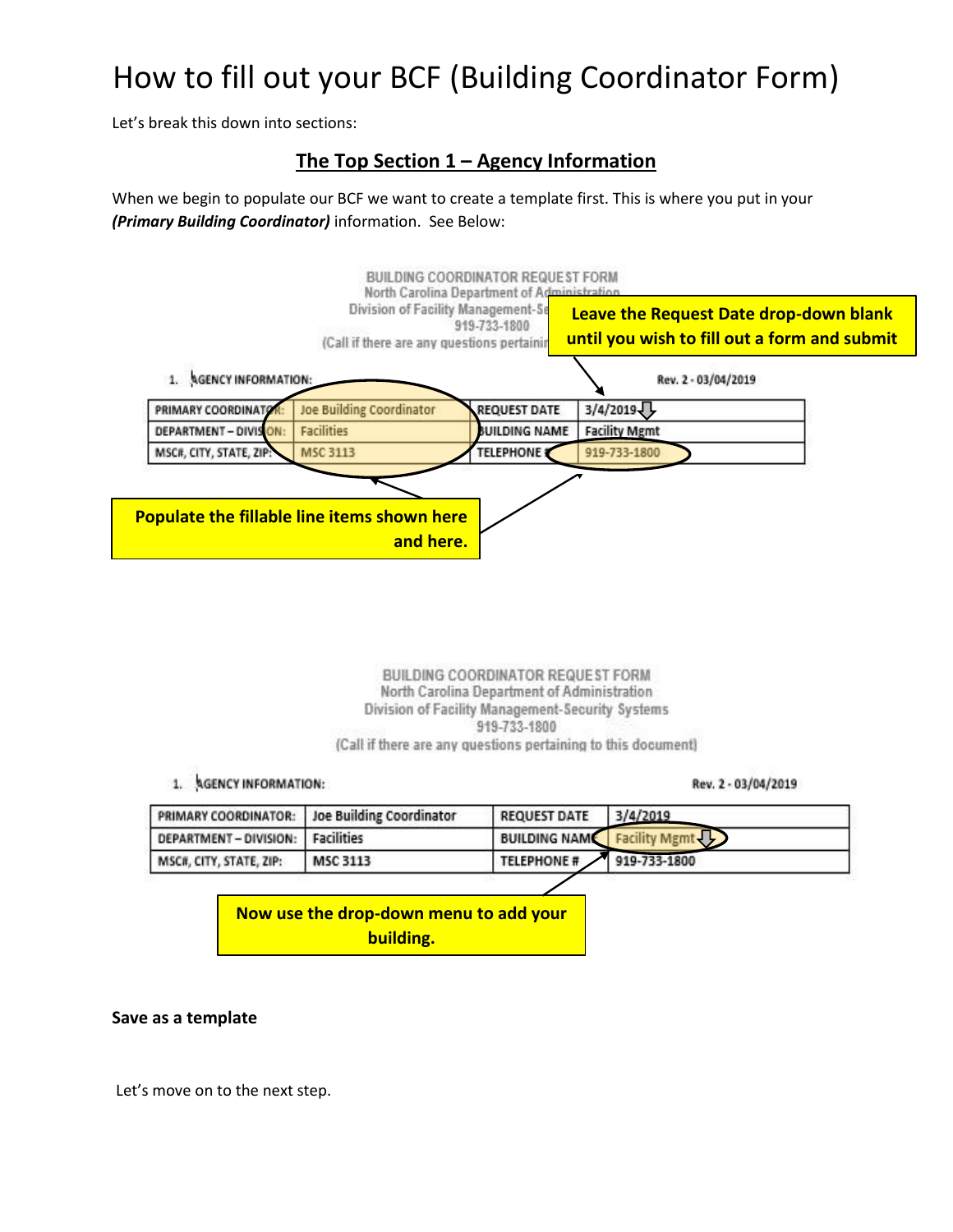# How to fill out your BCF (Building Coordinator Form)

Let's break this down into sections:

## The Top Section 1 – Agency Information

When we begin to populate our BCF we want to create a template first. This is where you put in your ***(Primary Building Coordinator)*** information. See Below:

BUILDING COORDINATOR REQUEST FORM
North Carolina Department of Administration
Division of Facility Management-Security Systems
919-733-1800
(Call if there are any questions pertaining to this document)

**Leave the Request Date drop-down blank until you wish to fill out a form and submit**

1. AGENCY INFORMATION: Rev. 2 - 03/04/2019

| PRIMARY COORDINATOR: | Joe Building Coordinator | REQUEST DATE | 3/4/2019 |
|---|---|---|---|
| DEPARTMENT – DIVISION: | Facilities | BUILDING NAME | Facility Mgmt |
| MSC#, CITY, STATE, ZIP: | MSC 3113 | TELEPHONE # | 919-733-1800 |

**Populate the fillable line items shown here and here.**

BUILDING COORDINATOR REQUEST FORM
North Carolina Department of Administration
Division of Facility Management-Security Systems
919-733-1800
(Call if there are any questions pertaining to this document)

1. AGENCY INFORMATION: Rev. 2 - 03/04/2019

| PRIMARY COORDINATOR: | Joe Building Coordinator | REQUEST DATE | 3/4/2019 |
|---|---|---|---|
| DEPARTMENT – DIVISION: | Facilities | BUILDING NAME | Facility Mgmt |
| MSC#, CITY, STATE, ZIP: | MSC 3113 | TELEPHONE # | 919-733-1800 |

**Now use the drop-down menu to add your building.**

**Save as a template**

Let's move on to the next step.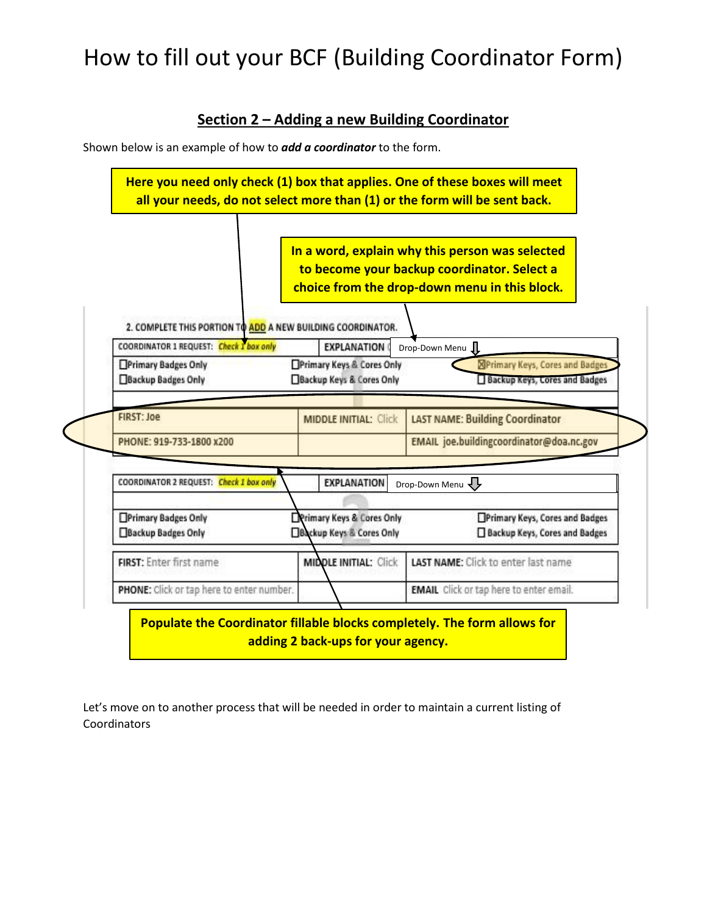# How to fill out your BCF (Building Coordinator Form)

## Section 2 – Adding a new Building Coordinator

Shown below is an example of how to ***add a coordinator*** to the form.

**Here you need only check (1) box that applies. One of these boxes will meet all your needs, do not select more than (1) or the form will be sent back.**

**In a word, explain why this person was selected to become your backup coordinator. Select a choice from the drop-down menu in this block.**

2. COMPLETE THIS PORTION TO ADD A NEW BUILDING COORDINATOR.

| COORDINATOR 1 REQUEST: Check 1 box only | EXPLANATION | Drop-Down Menu |
|---|---|---|
| ☐ Primary Badges Only<br>☐ Backup Badges Only | ☐ Primary Keys & Cores Only<br>☐ Backup Keys & Cores Only | ☒ Primary Keys, Cores and Badges<br>☐ Backup Keys, Cores and Badges |
| FIRST: Joe | MIDDLE INITIAL: Click | LAST NAME: Building Coordinator |
| PHONE: 919-733-1800 x200 | | EMAIL joe.buildingcoordinator@doa.nc.gov |

| COORDINATOR 2 REQUEST: Check 1 box only | EXPLANATION | Drop-Down Menu |
|---|---|---|
| ☐ Primary Badges Only<br>☐ Backup Badges Only | ☐ Primary Keys & Cores Only<br>☐ Backup Keys & Cores Only | ☐ Primary Keys, Cores and Badges<br>☐ Backup Keys, Cores and Badges |
| FIRST: Enter first name | MIDDLE INITIAL: Click | LAST NAME: Click to enter last name |
| PHONE: Click or tap here to enter number. | | EMAIL Click or tap here to enter email. |

**Populate the Coordinator fillable blocks completely. The form allows for adding 2 back-ups for your agency.**

Let's move on to another process that will be needed in order to maintain a current listing of Coordinators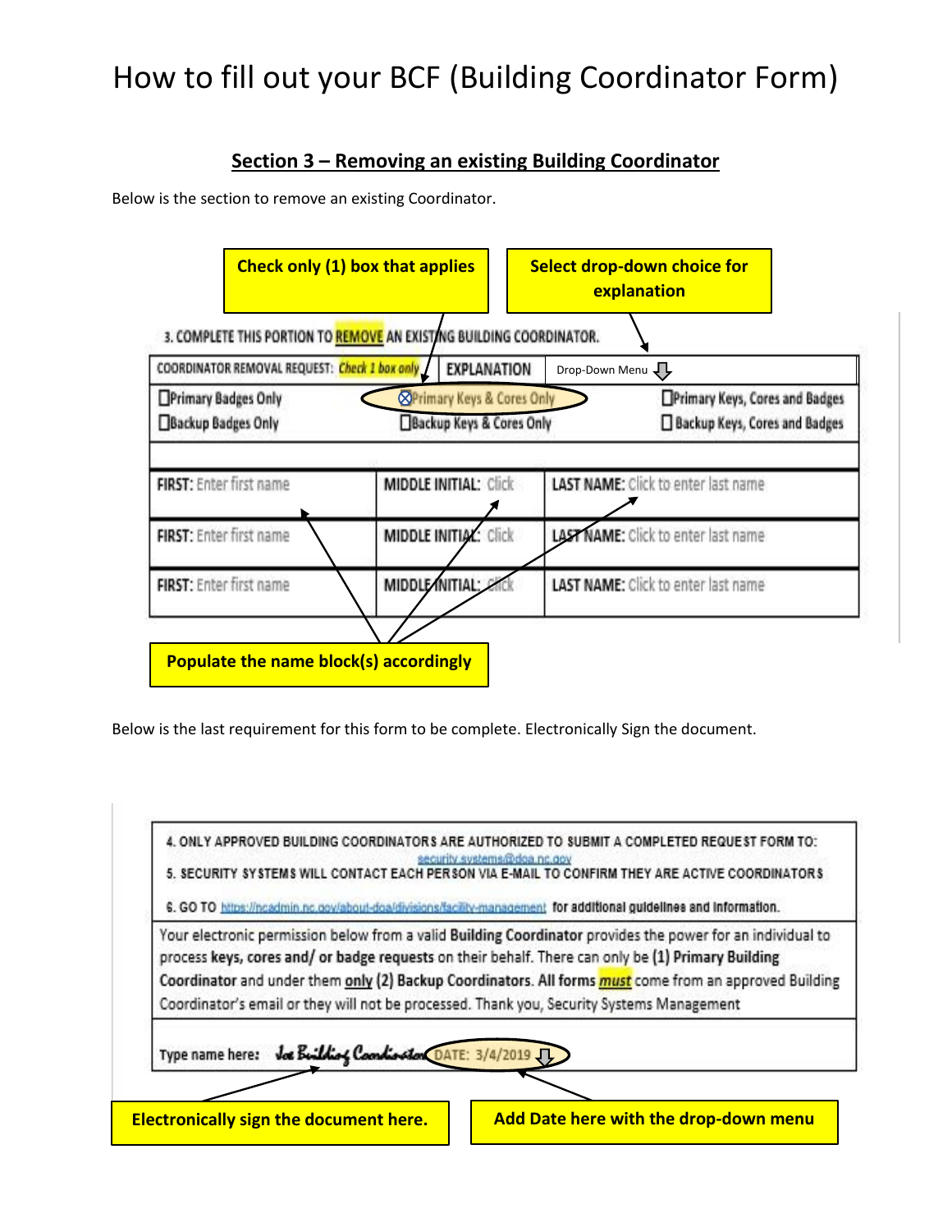# How to fill out your BCF (Building Coordinator Form)

## Section 3 – Removing an existing Building Coordinator

Below is the section to remove an existing Coordinator.

**Check only (1) box that applies**

**Select drop-down choice for explanation**

3. COMPLETE THIS PORTION TO REMOVE AN EXISTING BUILDING COORDINATOR.

| COORDINATOR REMOVAL REQUEST: Check 1 box only | EXPLANATION | Drop-Down Menu |
| --- | --- | --- |
| ☐Primary Badges Only | ☒Primary Keys & Cores Only | ☐Primary Keys, Cores and Badges |
| ☐Backup Badges Only | ☐Backup Keys & Cores Only | ☐Backup Keys, Cores and Badges |

| | | |
| --- | --- | --- |
| FIRST: Enter first name | MIDDLE INITIAL: Click | LAST NAME: Click to enter last name |
| FIRST: Enter first name | MIDDLE INITIAL: Click | LAST NAME: Click to enter last name |
| FIRST: Enter first name | MIDDLE INITIAL: Click | LAST NAME: Click to enter last name |

**Populate the name block(s) accordingly**

Below is the last requirement for this form to be complete. Electronically Sign the document.

4. ONLY APPROVED BUILDING COORDINATORS ARE AUTHORIZED TO SUBMIT A COMPLETED REQUEST FORM TO: security.systems@doa.nc.gov
5. SECURITY SYSTEMS WILL CONTACT EACH PERSON VIA E-MAIL TO CONFIRM THEY ARE ACTIVE COORDINATORS
6. GO TO https://ncadmin.nc.gov/about-doa/divisions/facility-management for additional guidelines and information.

Your electronic permission below from a valid **Building Coordinator** provides the power for an individual to process **keys, cores and/ or badge requests** on their behalf. There can only be **(1) Primary Building Coordinator** and under them **only (2) Backup Coordinators. All forms *must*** come from an approved Building Coordinator's email or they will not be processed. Thank you, Security Systems Management

Type name here: Joe Building Coordinator DATE: 3/4/2019

**Electronically sign the document here.**

**Add Date here with the drop-down menu**